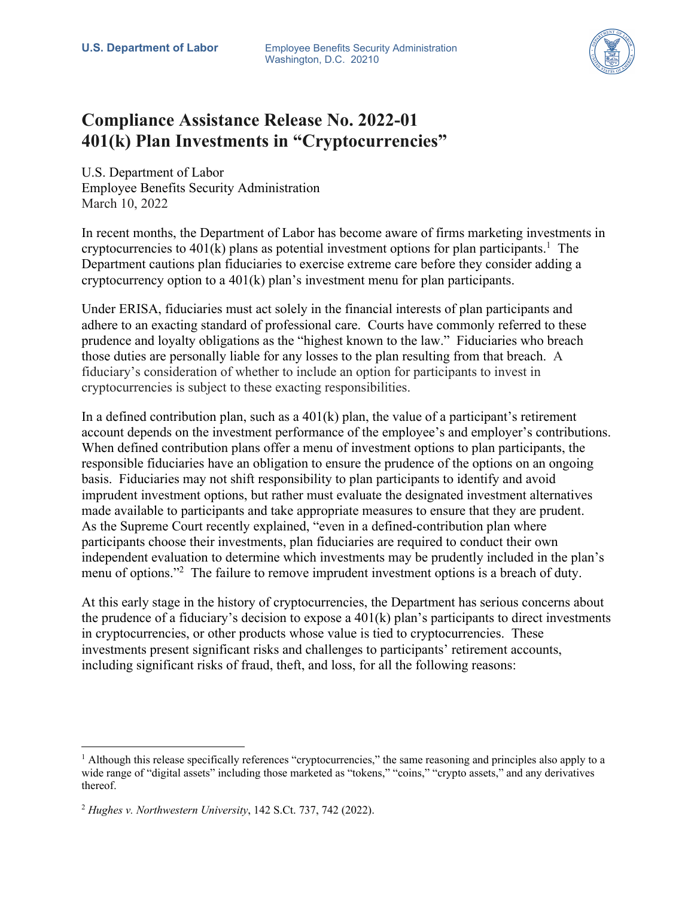U.S. Department of Labor

Employee Benefits Security Administration
Washington, D.C. 20210

# Compliance Assistance Release No. 2022-01
# 401(k) Plan Investments in "Cryptocurrencies"

U.S. Department of Labor
Employee Benefits Security Administration
March 10, 2022

In recent months, the Department of Labor has become aware of firms marketing investments in cryptocurrencies to 401(k) plans as potential investment options for plan participants.[1] The Department cautions plan fiduciaries to exercise extreme care before they consider adding a cryptocurrency option to a 401(k) plan's investment menu for plan participants.

Under ERISA, fiduciaries must act solely in the financial interests of plan participants and adhere to an exacting standard of professional care. Courts have commonly referred to these prudence and loyalty obligations as the "highest known to the law." Fiduciaries who breach those duties are personally liable for any losses to the plan resulting from that breach. A fiduciary's consideration of whether to include an option for participants to invest in cryptocurrencies is subject to these exacting responsibilities.

In a defined contribution plan, such as a 401(k) plan, the value of a participant's retirement account depends on the investment performance of the employee's and employer's contributions. When defined contribution plans offer a menu of investment options to plan participants, the responsible fiduciaries have an obligation to ensure the prudence of the options on an ongoing basis. Fiduciaries may not shift responsibility to plan participants to identify and avoid imprudent investment options, but rather must evaluate the designated investment alternatives made available to participants and take appropriate measures to ensure that they are prudent. As the Supreme Court recently explained, "even in a defined-contribution plan where participants choose their investments, plan fiduciaries are required to conduct their own independent evaluation to determine which investments may be prudently included in the plan's menu of options."[2] The failure to remove imprudent investment options is a breach of duty.

At this early stage in the history of cryptocurrencies, the Department has serious concerns about the prudence of a fiduciary's decision to expose a 401(k) plan's participants to direct investments in cryptocurrencies, or other products whose value is tied to cryptocurrencies. These investments present significant risks and challenges to participants' retirement accounts, including significant risks of fraud, theft, and loss, for all the following reasons:

---

[1] Although this release specifically references "cryptocurrencies," the same reasoning and principles also apply to a wide range of "digital assets" including those marketed as "tokens," "coins," "crypto assets," and any derivatives thereof.

[2] *Hughes v. Northwestern University*, 142 S.Ct. 737, 742 (2022).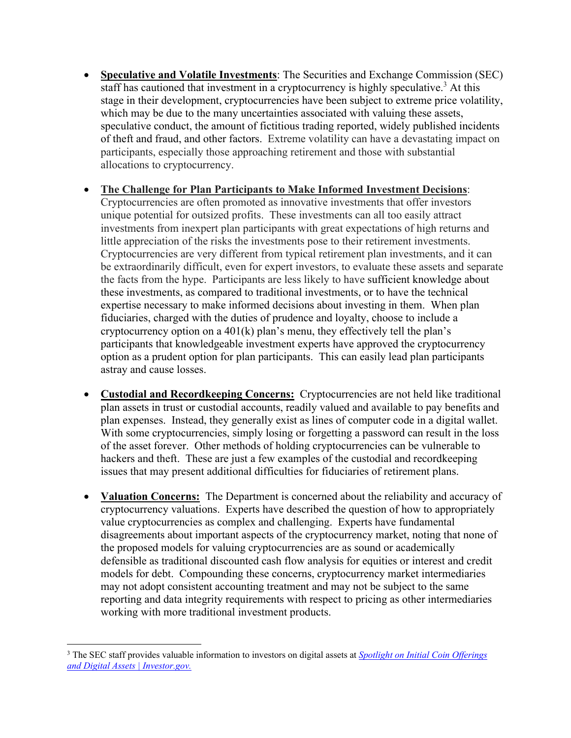- **Speculative and Volatile Investments**: The Securities and Exchange Commission (SEC) staff has cautioned that investment in a cryptocurrency is highly speculative.[3] At this stage in their development, cryptocurrencies have been subject to extreme price volatility, which may be due to the many uncertainties associated with valuing these assets, speculative conduct, the amount of fictitious trading reported, widely published incidents of theft and fraud, and other factors. Extreme volatility can have a devastating impact on participants, especially those approaching retirement and those with substantial allocations to cryptocurrency.

- **The Challenge for Plan Participants to Make Informed Investment Decisions**: Cryptocurrencies are often promoted as innovative investments that offer investors unique potential for outsized profits. These investments can all too easily attract investments from inexpert plan participants with great expectations of high returns and little appreciation of the risks the investments pose to their retirement investments. Cryptocurrencies are very different from typical retirement plan investments, and it can be extraordinarily difficult, even for expert investors, to evaluate these assets and separate the facts from the hype. Participants are less likely to have sufficient knowledge about these investments, as compared to traditional investments, or to have the technical expertise necessary to make informed decisions about investing in them. When plan fiduciaries, charged with the duties of prudence and loyalty, choose to include a cryptocurrency option on a 401(k) plan's menu, they effectively tell the plan's participants that knowledgeable investment experts have approved the cryptocurrency option as a prudent option for plan participants. This can easily lead plan participants astray and cause losses.

- **Custodial and Recordkeeping Concerns:** Cryptocurrencies are not held like traditional plan assets in trust or custodial accounts, readily valued and available to pay benefits and plan expenses. Instead, they generally exist as lines of computer code in a digital wallet. With some cryptocurrencies, simply losing or forgetting a password can result in the loss of the asset forever. Other methods of holding cryptocurrencies can be vulnerable to hackers and theft. These are just a few examples of the custodial and recordkeeping issues that may present additional difficulties for fiduciaries of retirement plans.

- **Valuation Concerns:** The Department is concerned about the reliability and accuracy of cryptocurrency valuations. Experts have described the question of how to appropriately value cryptocurrencies as complex and challenging. Experts have fundamental disagreements about important aspects of the cryptocurrency market, noting that none of the proposed models for valuing cryptocurrencies are as sound or academically defensible as traditional discounted cash flow analysis for equities or interest and credit models for debt. Compounding these concerns, cryptocurrency market intermediaries may not adopt consistent accounting treatment and may not be subject to the same reporting and data integrity requirements with respect to pricing as other intermediaries working with more traditional investment products.

---

[3] The SEC staff provides valuable information to investors on digital assets at *Spotlight on Initial Coin Offerings and Digital Assets | Investor.gov.*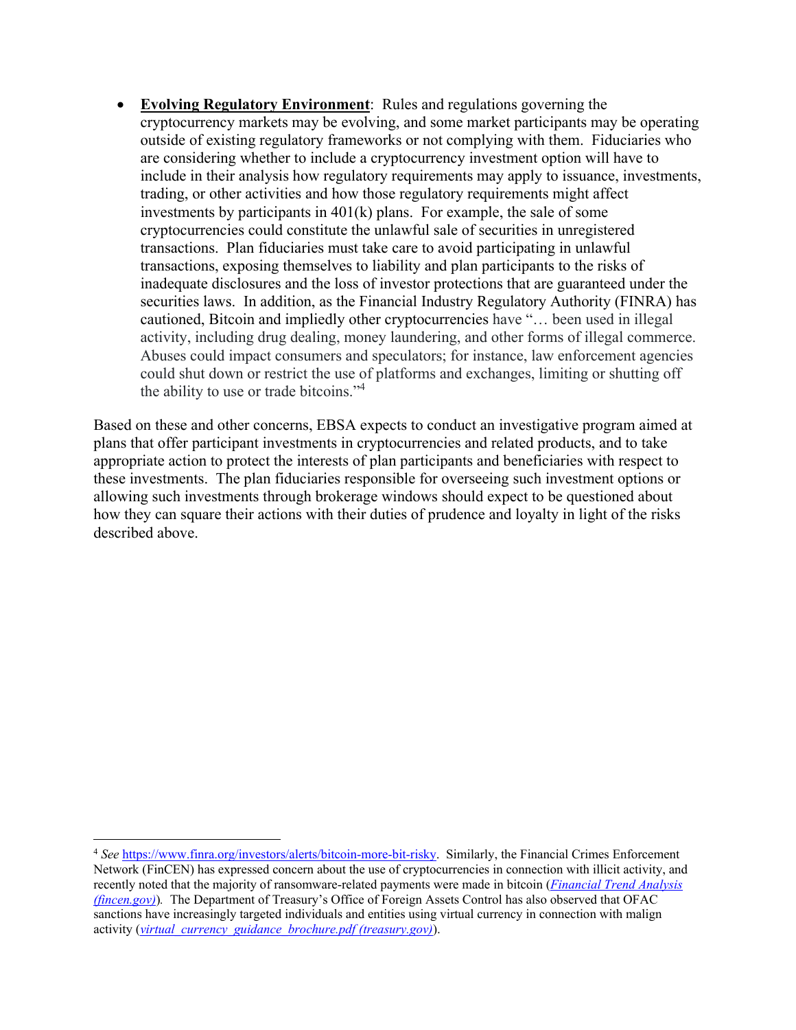- **Evolving Regulatory Environment**: Rules and regulations governing the cryptocurrency markets may be evolving, and some market participants may be operating outside of existing regulatory frameworks or not complying with them. Fiduciaries who are considering whether to include a cryptocurrency investment option will have to include in their analysis how regulatory requirements may apply to issuance, investments, trading, or other activities and how those regulatory requirements might affect investments by participants in 401(k) plans. For example, the sale of some cryptocurrencies could constitute the unlawful sale of securities in unregistered transactions. Plan fiduciaries must take care to avoid participating in unlawful transactions, exposing themselves to liability and plan participants to the risks of inadequate disclosures and the loss of investor protections that are guaranteed under the securities laws. In addition, as the Financial Industry Regulatory Authority (FINRA) has cautioned, Bitcoin and impliedly other cryptocurrencies have "… been used in illegal activity, including drug dealing, money laundering, and other forms of illegal commerce. Abuses could impact consumers and speculators; for instance, law enforcement agencies could shut down or restrict the use of platforms and exchanges, limiting or shutting off the ability to use or trade bitcoins."[4]

Based on these and other concerns, EBSA expects to conduct an investigative program aimed at plans that offer participant investments in cryptocurrencies and related products, and to take appropriate action to protect the interests of plan participants and beneficiaries with respect to these investments. The plan fiduciaries responsible for overseeing such investment options or allowing such investments through brokerage windows should expect to be questioned about how they can square their actions with their duties of prudence and loyalty in light of the risks described above.

---

[4] *See* https://www.finra.org/investors/alerts/bitcoin-more-bit-risky. Similarly, the Financial Crimes Enforcement Network (FinCEN) has expressed concern about the use of cryptocurrencies in connection with illicit activity, and recently noted that the majority of ransomware-related payments were made in bitcoin (*Financial Trend Analysis (fincen.gov)*). The Department of Treasury's Office of Foreign Assets Control has also observed that OFAC sanctions have increasingly targeted individuals and entities using virtual currency in connection with malign activity (*virtual_currency_guidance_brochure.pdf (treasury.gov)*).